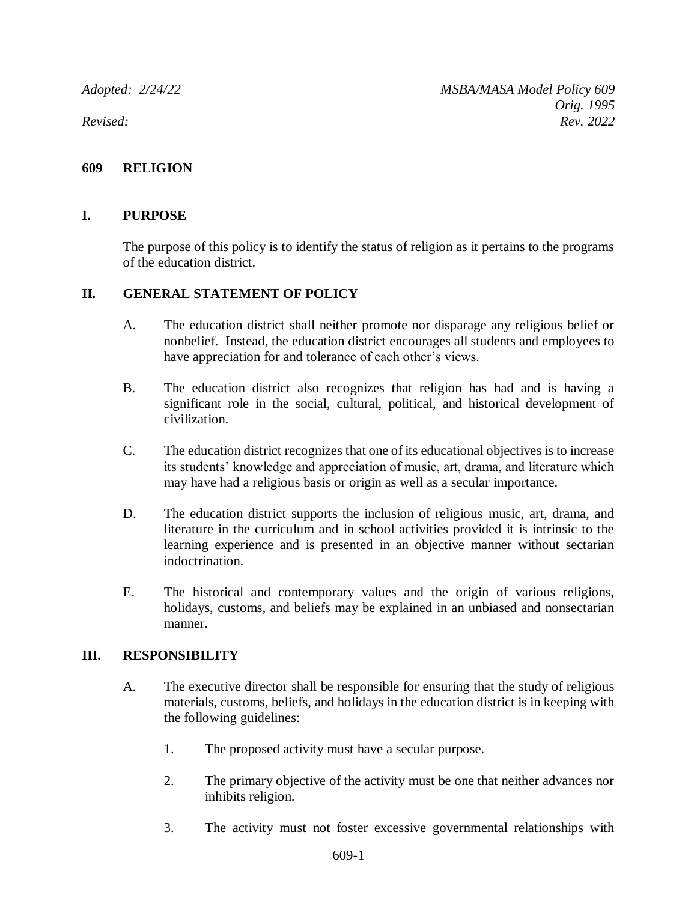*Adopted: 2/24/22* *MSBA/MASA Model Policy 609*
*Orig. 1995*
*Revised:* *Rev. 2022*

# 609 RELIGION

## I. PURPOSE

The purpose of this policy is to identify the status of religion as it pertains to the programs of the education district.

## II. GENERAL STATEMENT OF POLICY

A. The education district shall neither promote nor disparage any religious belief or nonbelief. Instead, the education district encourages all students and employees to have appreciation for and tolerance of each other's views.

B. The education district also recognizes that religion has had and is having a significant role in the social, cultural, political, and historical development of civilization.

C. The education district recognizes that one of its educational objectives is to increase its students' knowledge and appreciation of music, art, drama, and literature which may have had a religious basis or origin as well as a secular importance.

D. The education district supports the inclusion of religious music, art, drama, and literature in the curriculum and in school activities provided it is intrinsic to the learning experience and is presented in an objective manner without sectarian indoctrination.

E. The historical and contemporary values and the origin of various religions, holidays, customs, and beliefs may be explained in an unbiased and nonsectarian manner.

## III. RESPONSIBILITY

A. The executive director shall be responsible for ensuring that the study of religious materials, customs, beliefs, and holidays in the education district is in keeping with the following guidelines:

1. The proposed activity must have a secular purpose.

2. The primary objective of the activity must be one that neither advances nor inhibits religion.

3. The activity must not foster excessive governmental relationships with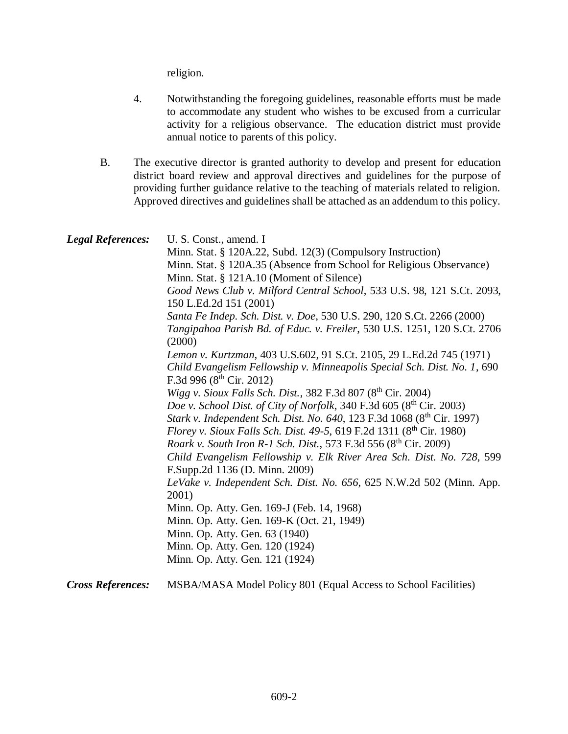religion.

4. Notwithstanding the foregoing guidelines, reasonable efforts must be made to accommodate any student who wishes to be excused from a curricular activity for a religious observance. The education district must provide annual notice to parents of this policy.

B. The executive director is granted authority to develop and present for education district board review and approval directives and guidelines for the purpose of providing further guidance relative to the teaching of materials related to religion. Approved directives and guidelines shall be attached as an addendum to this policy.

***Legal References:***

U. S. Const., amend. I
Minn. Stat. § 120A.22, Subd. 12(3) (Compulsory Instruction)
Minn. Stat. § 120A.35 (Absence from School for Religious Observance)
Minn. Stat. § 121A.10 (Moment of Silence)
*Good News Club v. Milford Central School*, 533 U.S. 98, 121 S.Ct. 2093, 150 L.Ed.2d 151 (2001)
*Santa Fe Indep. Sch. Dist. v. Doe*, 530 U.S. 290, 120 S.Ct. 2266 (2000)
*Tangipahoa Parish Bd. of Educ. v. Freiler*, 530 U.S. 1251, 120 S.Ct. 2706 (2000)
*Lemon v. Kurtzman*, 403 U.S.602, 91 S.Ct. 2105, 29 L.Ed.2d 745 (1971)
*Child Evangelism Fellowship v. Minneapolis Special Sch. Dist. No. 1*, 690 F.3d 996 (8th Cir. 2012)
*Wigg v. Sioux Falls Sch. Dist.*, 382 F.3d 807 (8th Cir. 2004)
*Doe v. School Dist. of City of Norfolk*, 340 F.3d 605 (8th Cir. 2003)
*Stark v. Independent Sch. Dist. No. 640*, 123 F.3d 1068 (8th Cir. 1997)
*Florey v. Sioux Falls Sch. Dist. 49-5*, 619 F.2d 1311 (8th Cir. 1980)
*Roark v. South Iron R-1 Sch. Dist.*, 573 F.3d 556 (8th Cir. 2009)
*Child Evangelism Fellowship v. Elk River Area Sch. Dist. No. 728*, 599 F.Supp.2d 1136 (D. Minn. 2009)
*LeVake v. Independent Sch. Dist. No. 656*, 625 N.W.2d 502 (Minn. App. 2001)
Minn. Op. Atty. Gen. 169-J (Feb. 14, 1968)
Minn. Op. Atty. Gen. 169-K (Oct. 21, 1949)
Minn. Op. Atty. Gen. 63 (1940)
Minn. Op. Atty. Gen. 120 (1924)
Minn. Op. Atty. Gen. 121 (1924)

***Cross References:***

MSBA/MASA Model Policy 801 (Equal Access to School Facilities)